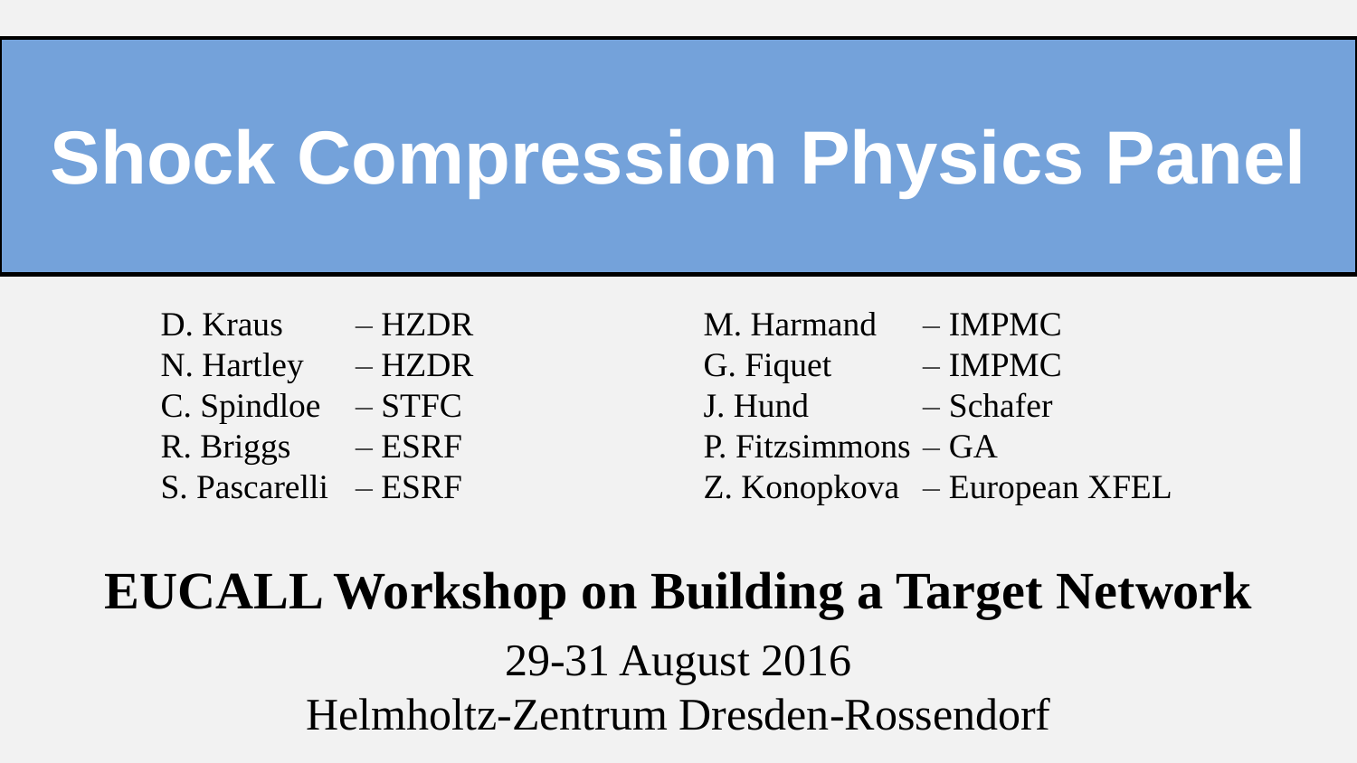# Shock Compression Physics Panel

D. Kraus – HZDR
N. Hartley – HZDR
C. Spindloe – STFC
R. Briggs – ESRF
S. Pascarelli – ESRF
M. Harmand – IMPMC
G. Fiquet – IMPMC
J. Hund – Schafer
P. Fitzsimmons – GA
Z. Konopkova – European XFEL

**EUCALL Workshop on Building a Target Network**

29-31 August 2016

Helmholtz-Zentrum Dresden-Rossendorf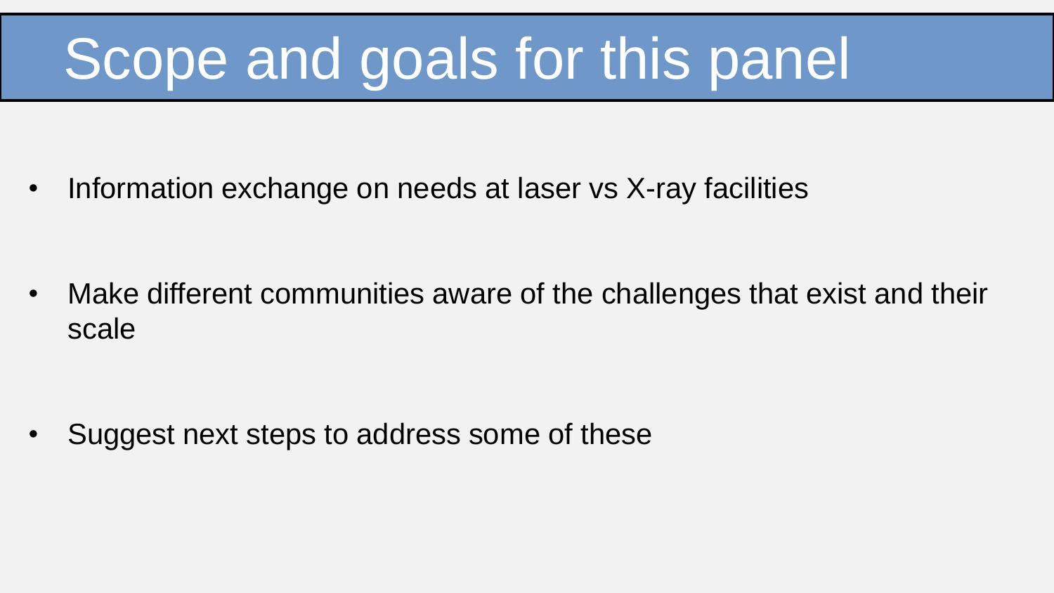# Scope and goals for this panel

- Information exchange on needs at laser vs X-ray facilities
- Make different communities aware of the challenges that exist and their scale
- Suggest next steps to address some of these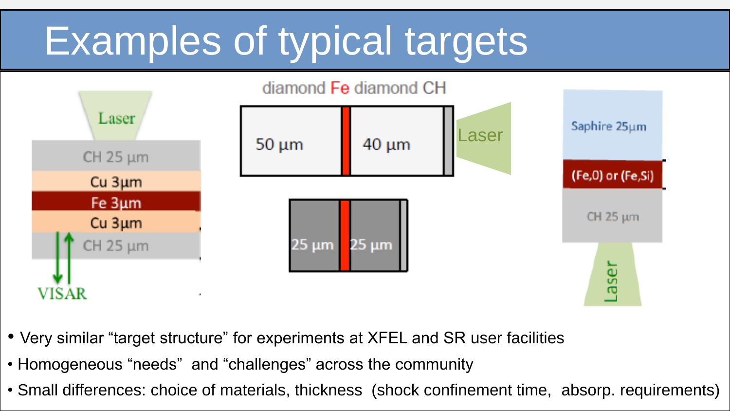# Examples of typical targets

Laser

CH 25 µm

Cu 3µm

Fe 3µm

Cu 3µm

CH 25 µm

VISAR

diamond Fe diamond CH

50 µm

40 µm

Laser

25 µm

25 µm

Saphire 25µm

(Fe,0) or (Fe,Si)

CH 25 µm

Laser

- Very similar "target structure" for experiments at XFEL and SR user facilities
- Homogeneous "needs" and "challenges" across the community
- Small differences: choice of materials, thickness (shock confinement time, absorp. requirements)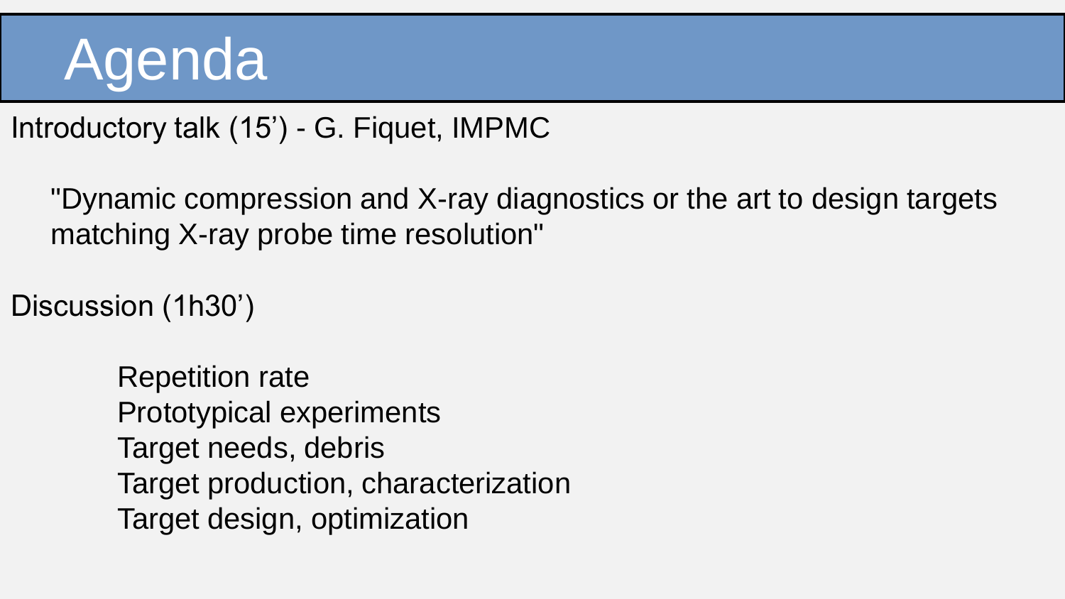# Agenda

Introductory talk (15’) - G. Fiquet, IMPMC

"Dynamic compression and X-ray diagnostics or the art to design targets matching X-ray probe time resolution"

Discussion (1h30’)

- Repetition rate
- Prototypical experiments
- Target needs, debris
- Target production, characterization
- Target design, optimization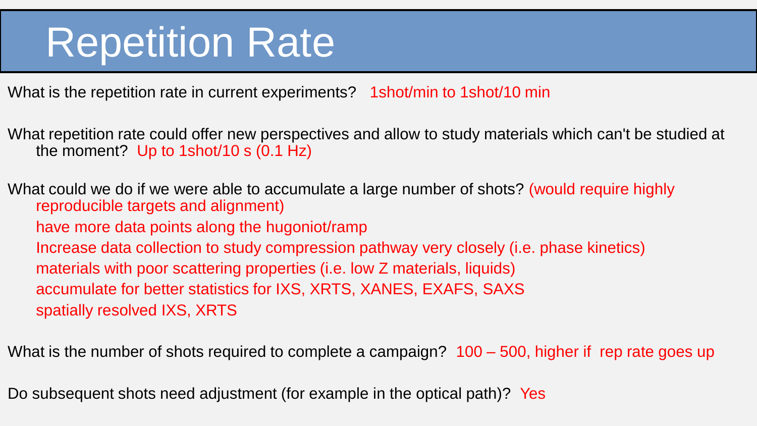# Repetition Rate

What is the repetition rate in current experiments? 1shot/min to 1shot/10 min

What repetition rate could offer new perspectives and allow to study materials which can't be studied at the moment? Up to 1shot/10 s (0.1 Hz)

What could we do if we were able to accumulate a large number of shots? (would require highly reproducible targets and alignment)

- have more data points along the hugoniot/ramp
- Increase data collection to study compression pathway very closely (i.e. phase kinetics)
- materials with poor scattering properties (i.e. low Z materials, liquids)
- accumulate for better statistics for IXS, XRTS, XANES, EXAFS, SAXS
- spatially resolved IXS, XRTS

What is the number of shots required to complete a campaign? 100 – 500, higher if rep rate goes up

Do subsequent shots need adjustment (for example in the optical path)? Yes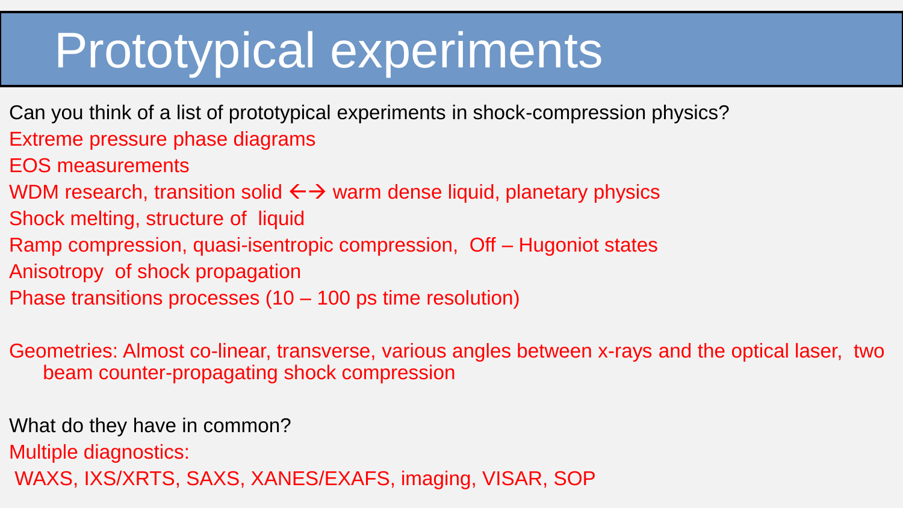# Prototypical experiments

Can you think of a list of prototypical experiments in shock-compression physics?

Extreme pressure phase diagrams

EOS measurements

WDM research, transition solid ←→ warm dense liquid, planetary physics

Shock melting, structure of liquid

Ramp compression, quasi-isentropic compression, Off – Hugoniot states

Anisotropy of shock propagation

Phase transitions processes (10 – 100 ps time resolution)

Geometries: Almost co-linear, transverse, various angles between x-rays and the optical laser, two beam counter-propagating shock compression

What do they have in common?

Multiple diagnostics:

WAXS, IXS/XRTS, SAXS, XANES/EXAFS, imaging, VISAR, SOP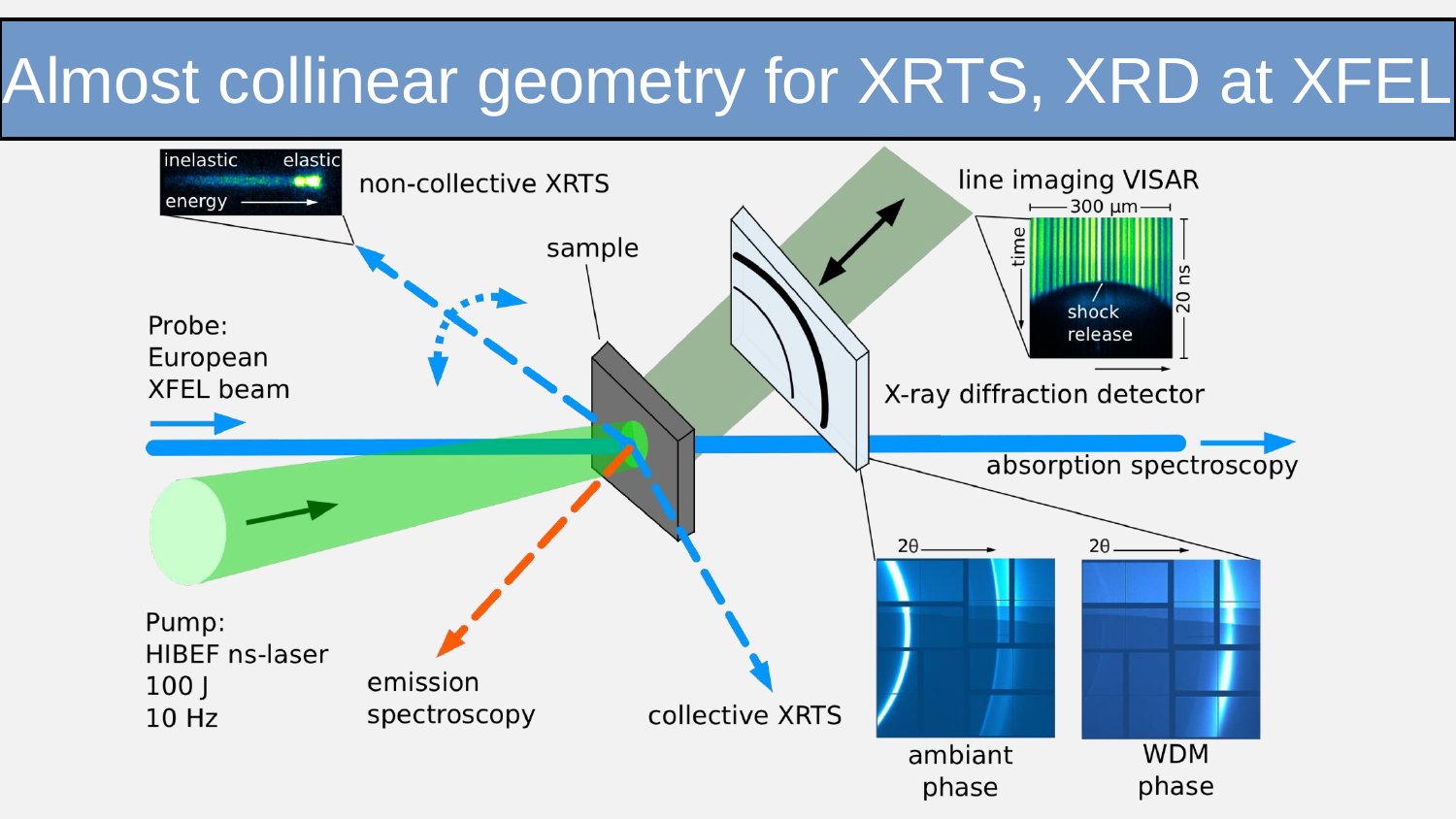# Almost collinear geometry for XRTS, XRD at XFEL

inelastic elastic

energy

non-collective XRTS

sample

line imaging VISAR

300 µm

time

20 ns

shock release

Probe: European XFEL beam

X-ray diffraction detector

absorption spectroscopy

2θ

2θ

Pump: HIBEF ns-laser 100 J 10 Hz

emission spectroscopy

collective XRTS

ambiant phase

WDM phase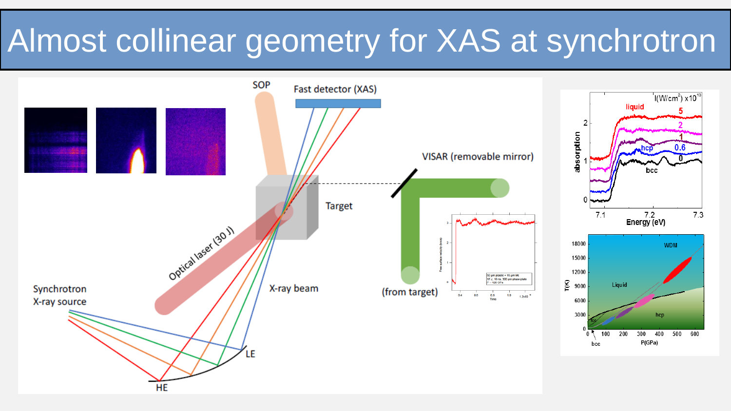# Almost collinear geometry for XAS at synchrotron

SOP

Fast detector (XAS)

VISAR (removable mirror)

Target

Optical laser (30 J)

X-ray beam

(from target)

Synchrotron X-ray source

LE

HE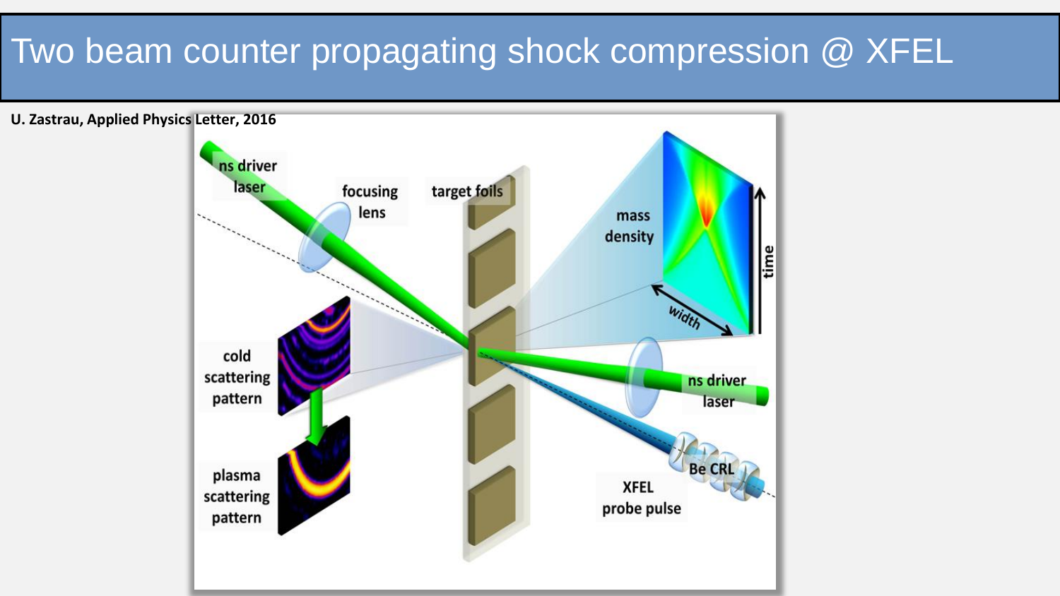# Two beam counter propagating shock compression @ XFEL

**U. Zastrau, Applied Physics Letter, 2016**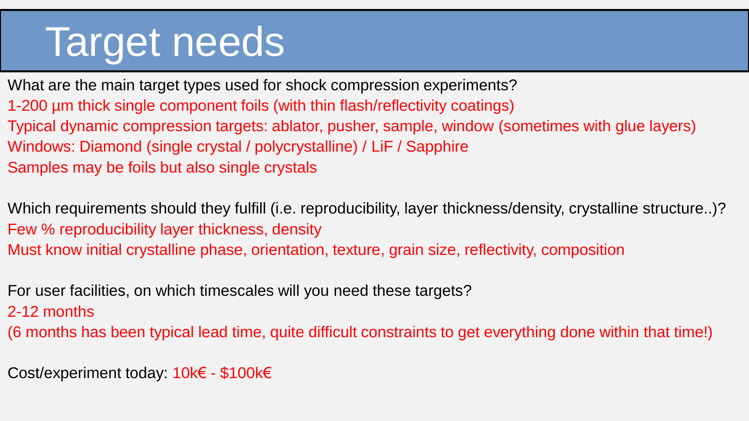# Target needs

What are the main target types used for shock compression experiments?

1-200 µm thick single component foils (with thin flash/reflectivity coatings)

Typical dynamic compression targets: ablator, pusher, sample, window (sometimes with glue layers)

Windows: Diamond (single crystal / polycrystalline) / LiF / Sapphire

Samples may be foils but also single crystals

Which requirements should they fulfill (i.e. reproducibility, layer thickness/density, crystalline structure..)?

Few % reproducibility layer thickness, density

Must know initial crystalline phase, orientation, texture, grain size, reflectivity, composition

For user facilities, on which timescales will you need these targets?

2-12 months

(6 months has been typical lead time, quite difficult constraints to get everything done within that time!)

Cost/experiment today: 10k€ - $100k€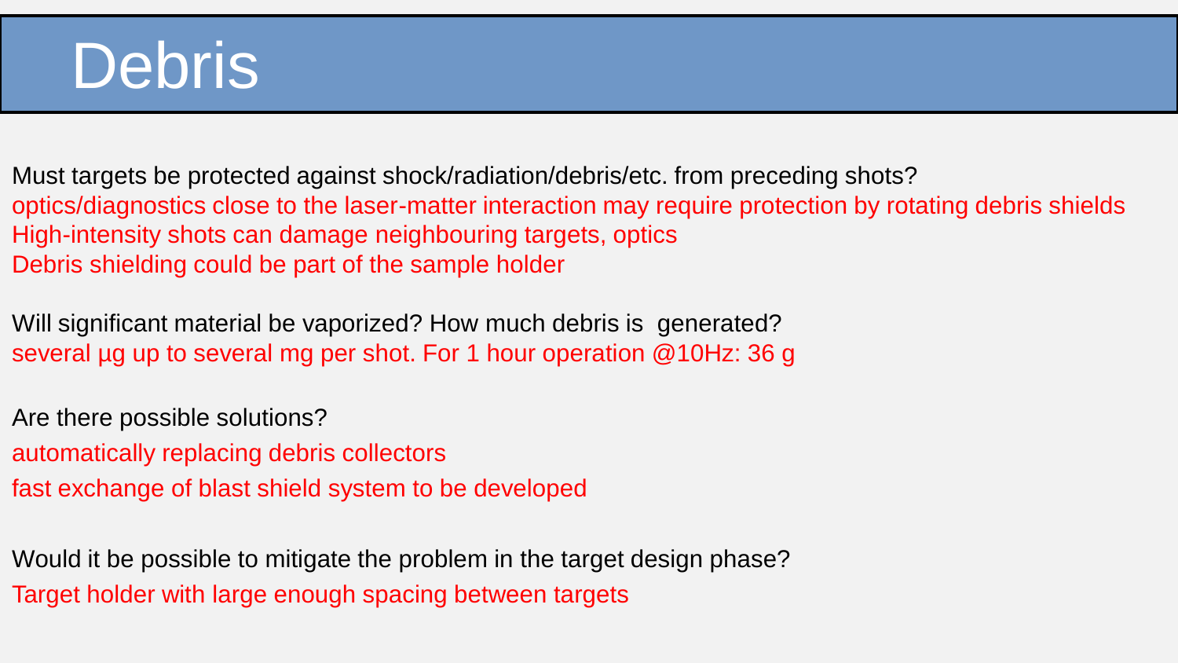# Debris

Must targets be protected against shock/radiation/debris/etc. from preceding shots?
optics/diagnostics close to the laser-matter interaction may require protection by rotating debris shields
High-intensity shots can damage neighbouring targets, optics
Debris shielding could be part of the sample holder

Will significant material be vaporized? How much debris is generated?
several µg up to several mg per shot. For 1 hour operation @10Hz: 36 g

Are there possible solutions?
automatically replacing debris collectors
fast exchange of blast shield system to be developed

Would it be possible to mitigate the problem in the target design phase?
Target holder with large enough spacing between targets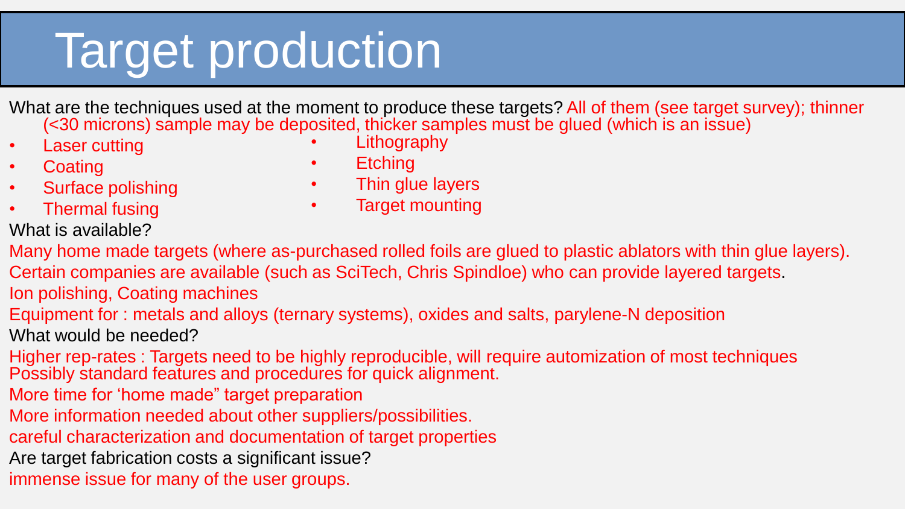# Target production

What are the techniques used at the moment to produce these targets? All of them (see target survey); thinner (<30 microns) sample may be deposited, thicker samples must be glued (which is an issue)

- Laser cutting
- Coating
- Surface polishing
- Thermal fusing
- Lithography
- Etching
- Thin glue layers
- Target mounting

What is available?

Many home made targets (where as-purchased rolled foils are glued to plastic ablators with thin glue layers).

Certain companies are available (such as SciTech, Chris Spindloe) who can provide layered targets.

Ion polishing, Coating machines

Equipment for : metals and alloys (ternary systems), oxides and salts, parylene-N deposition

What would be needed?

Higher rep-rates : Targets need to be highly reproducible, will require automization of most techniques
Possibly standard features and procedures for quick alignment.

More time for 'home made" target preparation

More information needed about other suppliers/possibilities.

careful characterization and documentation of target properties

Are target fabrication costs a significant issue?

immense issue for many of the user groups.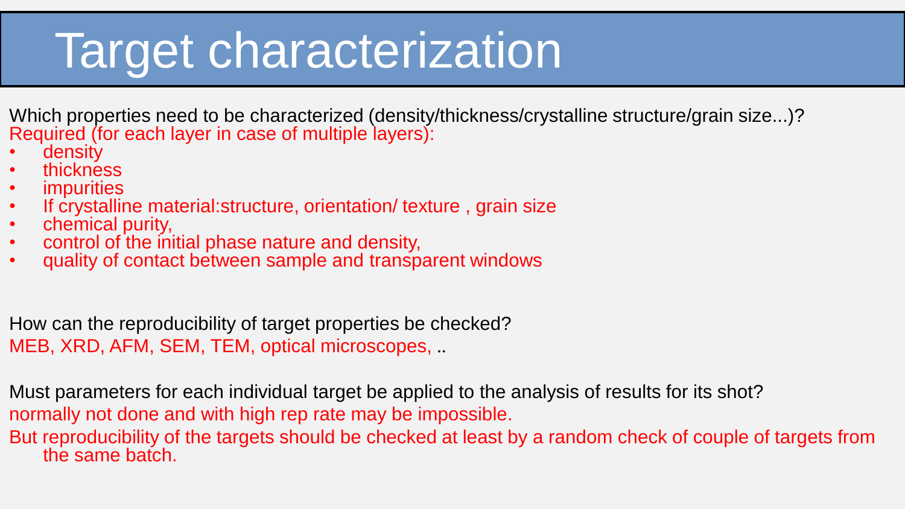# Target characterization

Which properties need to be characterized (density/thickness/crystalline structure/grain size...)?

Required (for each layer in case of multiple layers):

- density
- thickness
- impurities
- If crystalline material:structure, orientation/ texture , grain size
- chemical purity,
- control of the initial phase nature and density,
- quality of contact between sample and transparent windows

How can the reproducibility of target properties be checked?

MEB, XRD, AFM, SEM, TEM, optical microscopes, ..

Must parameters for each individual target be applied to the analysis of results for its shot?

normally not done and with high rep rate may be impossible.

But reproducibility of the targets should be checked at least by a random check of couple of targets from the same batch.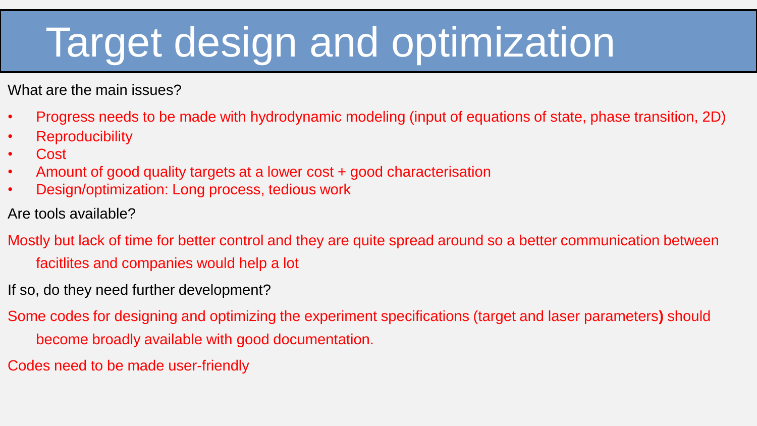# Target design and optimization

What are the main issues?

- Progress needs to be made with hydrodynamic modeling (input of equations of state, phase transition, 2D)
- Reproducibility
- Cost
- Amount of good quality targets at a lower cost + good characterisation
- Design/optimization: Long process, tedious work

Are tools available?

Mostly but lack of time for better control and they are quite spread around so a better communication between facitlites and companies would help a lot

If so, do they need further development?

Some codes for designing and optimizing the experiment specifications (target and laser parameters**)** should become broadly available with good documentation.

Codes need to be made user-friendly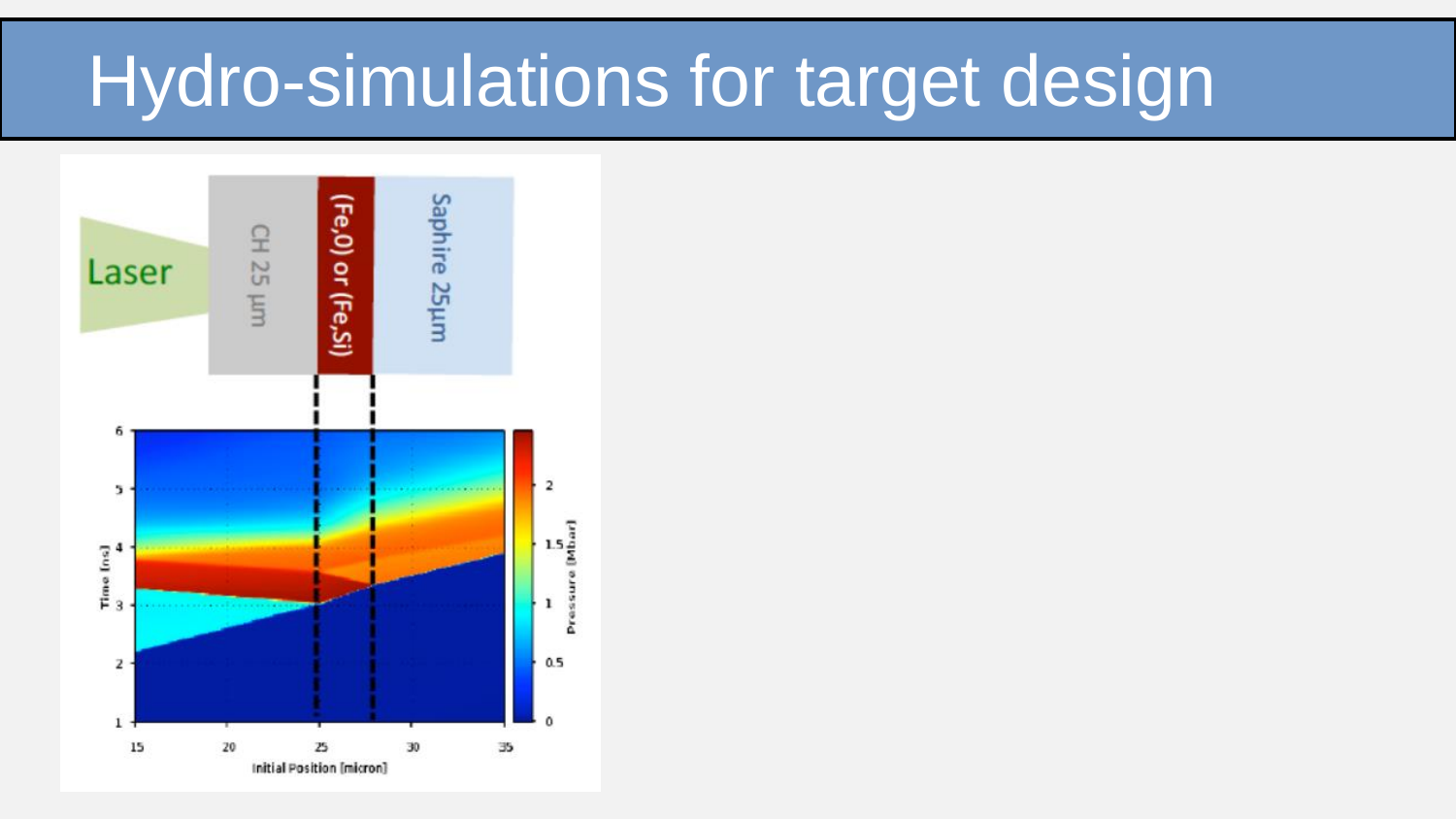# Hydro-simulations for target design

Laser

CH 25 µm

(Fe,O) or (Fe,Si)

Saphire 25µm

Time [ns]

6
5
4
3
2
1

15
20
25
30
35

Initial Position [micron]

Pressure [Mbar]

2
1.5
1
0.5
0